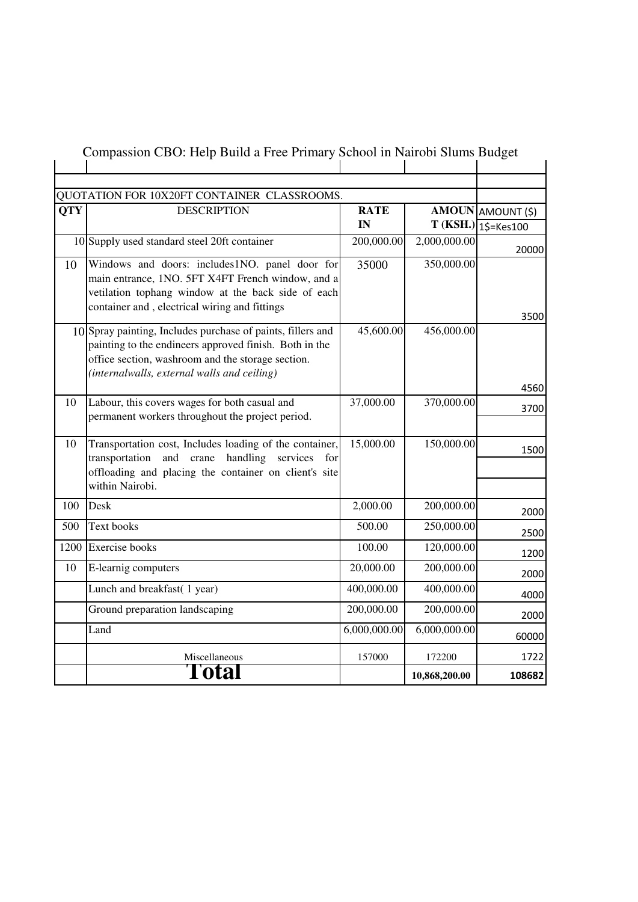# Compassion CBO: Help Build a Free Primary School in Nairobi Slums Budget

| QUOTATION FOR 10X20FT CONTAINER CLASSROOMS. | | | | |
|---|---|---|---|---|
| **QTY** | **DESCRIPTION** | **RATE IN** | **AMOUNT (KSH.)** | AMOUNT ($) 1$=Kes100 |
| 10 | Supply used standard steel 20ft container | 200,000.00 | 2,000,000.00 | 20000 |
| 10 | Windows and doors: includes1NO. panel door for main entrance, 1NO. 5FT X4FT French window, and a vetilation tophang window at the back side of each container and , electrical wiring and fittings | 35000 | 350,000.00 | 3500 |
| 10 | Spray painting, Includes purchase of paints, fillers and painting to the endineers approved finish. Both in the office section, washroom and the storage section. *(internalwalls, external walls and ceiling)* | 45,600.00 | 456,000.00 | 4560 |
| 10 | Labour, this covers wages for both casual and permanent workers throughout the project period. | 37,000.00 | 370,000.00 | 3700 |
| 10 | Transportation cost, Includes loading of the container, transportation and crane handling services for offloading and placing the container on client's site within Nairobi. | 15,000.00 | 150,000.00 | 1500 |
| 100 | Desk | 2,000.00 | 200,000.00 | 2000 |
| 500 | Text books | 500.00 | 250,000.00 | 2500 |
| 1200 | Exercise books | 100.00 | 120,000.00 | 1200 |
| 10 | E-learnig computers | 20,000.00 | 200,000.00 | 2000 |
| | Lunch and breakfast( 1 year) | 400,000.00 | 400,000.00 | 4000 |
| | Ground preparation landscaping | 200,000.00 | 200,000.00 | 2000 |
| | Land | 6,000,000.00 | 6,000,000.00 | 60000 |
| | Miscellaneous | 157000 | 172200 | 1722 |
| | **Total** | | **10,868,200.00** | **108682** |